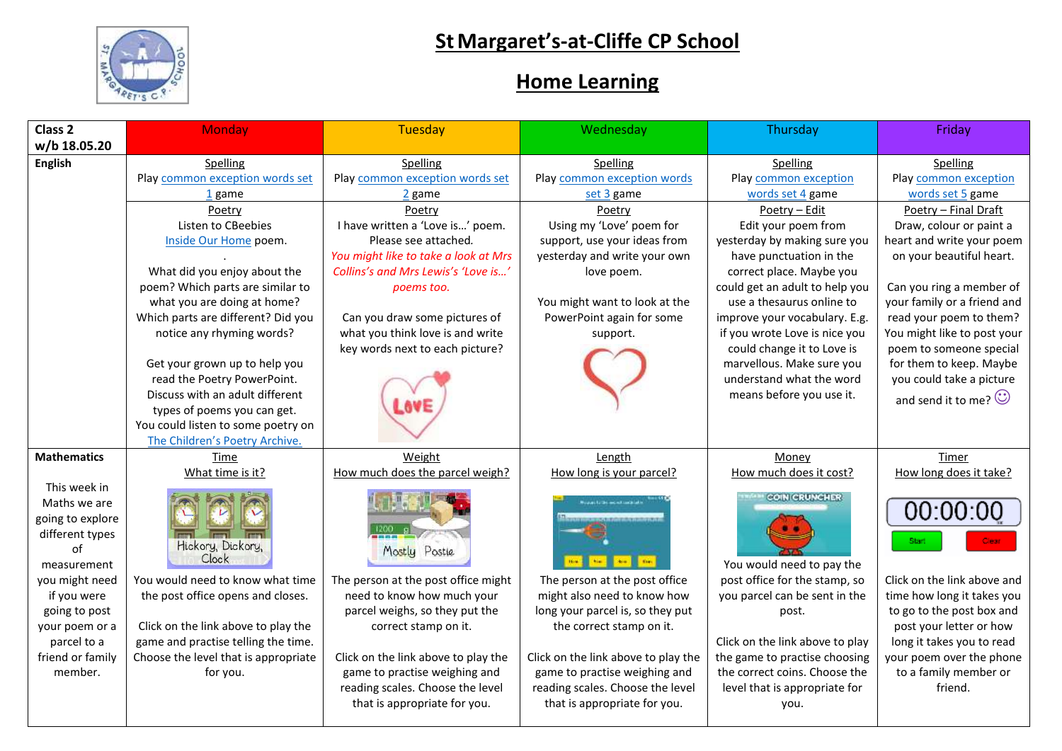# St Margaret's-at-Cliffe CP School

## Home Learning

| Class 2 w/b 18.05.20 | Monday | Tuesday | Wednesday | Thursday | Friday |
|---|---|---|---|---|---|
| **English** | Spelling<br>Play common exception words set 1 game | Spelling<br>Play common exception words set 2 game | Spelling<br>Play common exception words set 3 game | Spelling<br>Play common exception words set 4 game | Spelling<br>Play common exception words set 5 game |
| | Poetry<br>Listen to CBeebies Inside Our Home poem.<br>.<br>What did you enjoy about the poem? Which parts are similar to what you are doing at home? Which parts are different? Did you notice any rhyming words?<br><br>Get your grown up to help you read the Poetry PowerPoint. Discuss with an adult different types of poems you can get. You could listen to some poetry on The Children's Poetry Archive. | Poetry<br>I have written a 'Love is…' poem. Please see attached.<br>*You might like to take a look at Mrs Collins's and Mrs Lewis's 'Love is…' poems too.*<br><br>Can you draw some pictures of what you think love is and write key words next to each picture? | Poetry<br>Using my 'Love' poem for support, use your ideas from yesterday and write your own love poem.<br><br>You might want to look at the PowerPoint again for some support. | Poetry – Edit<br>Edit your poem from yesterday by making sure you have punctuation in the correct place. Maybe you could get an adult to help you use a thesaurus online to improve your vocabulary. E.g. if you wrote Love is nice you could change it to Love is marvellous. Make sure you understand what the word means before you use it. | Poetry – Final Draft<br>Draw, colour or paint a heart and write your poem on your beautiful heart.<br><br>Can you ring a member of your family or a friend and read your poem to them? You might like to post your poem to someone special for them to keep. Maybe you could take a picture and send it to me? ☺ |
| **Mathematics**<br><br>This week in Maths we are going to explore different types of measurement you might need if you were going to post your poem or a parcel to a friend or family member. | Time<br>What time is it?<br><br>Hickory, Dickory, Clock<br><br>You would need to know what time the post office opens and closes.<br><br>Click on the link above to play the game and practise telling the time. Choose the level that is appropriate for you. | Weight<br>How much does the parcel weigh?<br><br>Mostly Postie<br><br>The person at the post office might need to know how much your parcel weighs, so they put the correct stamp on it.<br><br>Click on the link above to play the game to practise weighing and reading scales. Choose the level that is appropriate for you. | Length<br>How long is your parcel?<br><br>The person at the post office might also need to know how long your parcel is, so they put the correct stamp on it.<br><br>Click on the link above to play the game to practise weighing and reading scales. Choose the level that is appropriate for you. | Money<br>How much does it cost?<br><br>Coin Cruncher<br><br>You would need to pay the post office for the stamp, so you parcel can be sent in the post.<br><br>Click on the link above to play the game to practise choosing the correct coins. Choose the level that is appropriate for you. | Timer<br>How long does it take?<br><br>00:00:00<br>Start Clear<br><br>Click on the link above and time how long it takes you to go to the post box and post your letter or how long it takes you to read your poem over the phone to a family member or friend. |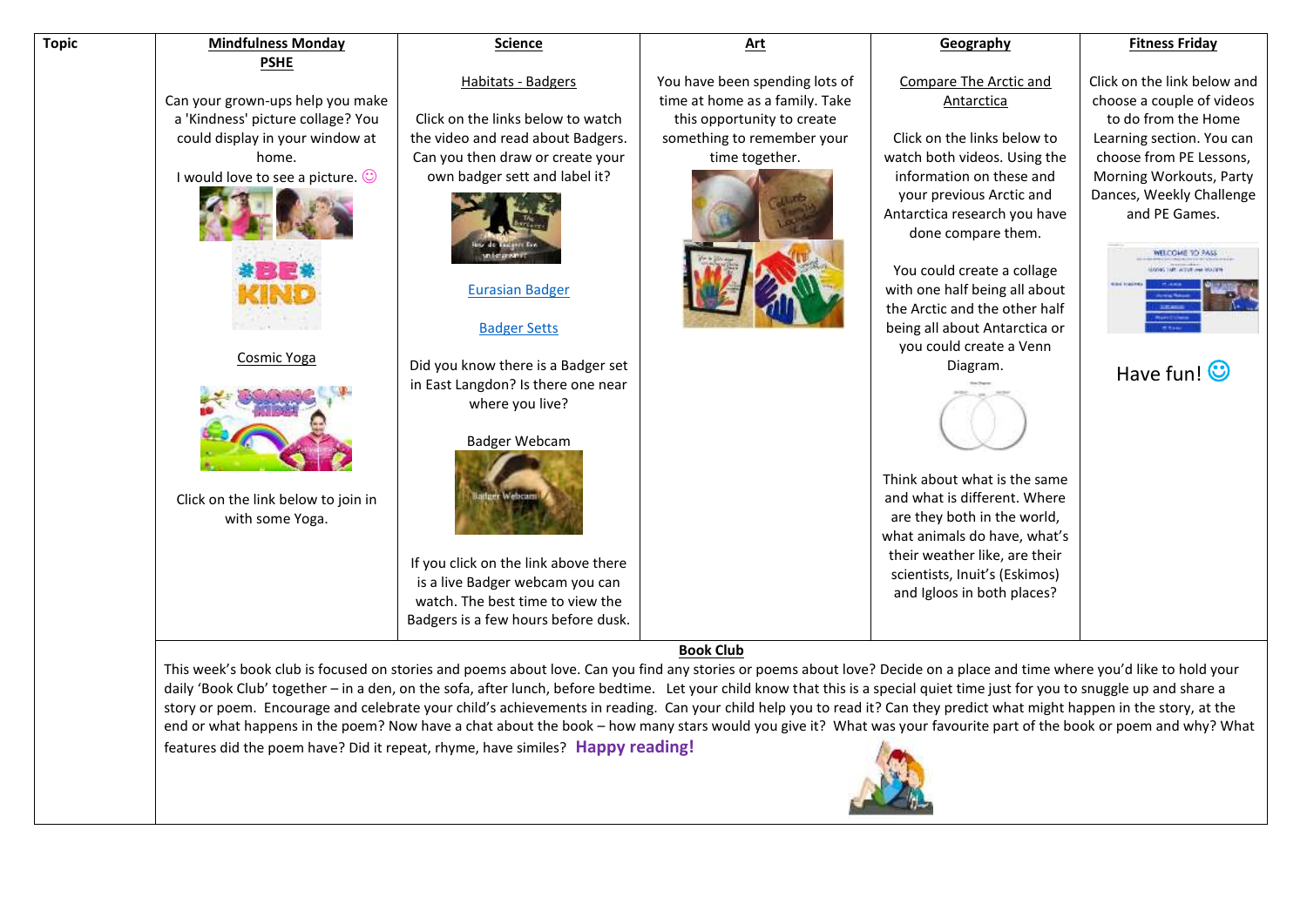| Topic | Mindfulness Monday<br>PSHE | Science | Art | Geography | Fitness Friday |
|---|---|---|---|---|---|
| | Can your grown-ups help you make a 'Kindness' picture collage? You could display in your window at home.<br>I would love to see a picture. ☺<br><br>Cosmic Yoga<br><br>Click on the link below to join in with some Yoga. | Habitats - Badgers<br><br>Click on the links below to watch the video and read about Badgers. Can you then draw or create your own badger sett and label it?<br><br>Eurasian Badger<br><br>Badger Setts<br><br>Did you know there is a Badger set in East Langdon? Is there one near where you live?<br><br>Badger Webcam<br><br>If you click on the link above there is a live Badger webcam you can watch. The best time to view the Badgers is a few hours before dusk. | You have been spending lots of time at home as a family. Take this opportunity to create something to remember your time together. | Compare The Arctic and Antarctica<br><br>Click on the links below to watch both videos. Using the information on these and your previous Arctic and Antarctica research you have done compare them.<br><br>You could create a collage with one half being all about the Arctic and the other half being all about Antarctica or you could create a Venn Diagram.<br><br>Think about what is the same and what is different. Where are they both in the world, what animals do have, what's their weather like, are their scientists, Inuit's (Eskimos) and Igloos in both places? | Click on the link below and choose a couple of videos to do from the Home Learning section. You can choose from PE Lessons, Morning Workouts, Party Dances, Weekly Challenge and PE Games.<br><br>Have fun! ☺ |
| | **Book Club**<br>This week's book club is focused on stories and poems about love. Can you find any stories or poems about love? Decide on a place and time where you'd like to hold your daily 'Book Club' together – in a den, on the sofa, after lunch, before bedtime. Let your child know that this is a special quiet time just for you to snuggle up and share a story or poem. Encourage and celebrate your child's achievements in reading. Can your child help you to read it? Can they predict what might happen in the story, at the end or what happens in the poem? Now have a chat about the book – how many stars would you give it? What was your favourite part of the book or poem and why? What features did the poem have? Did it repeat, rhyme, have similes? **Happy reading!** | | | | |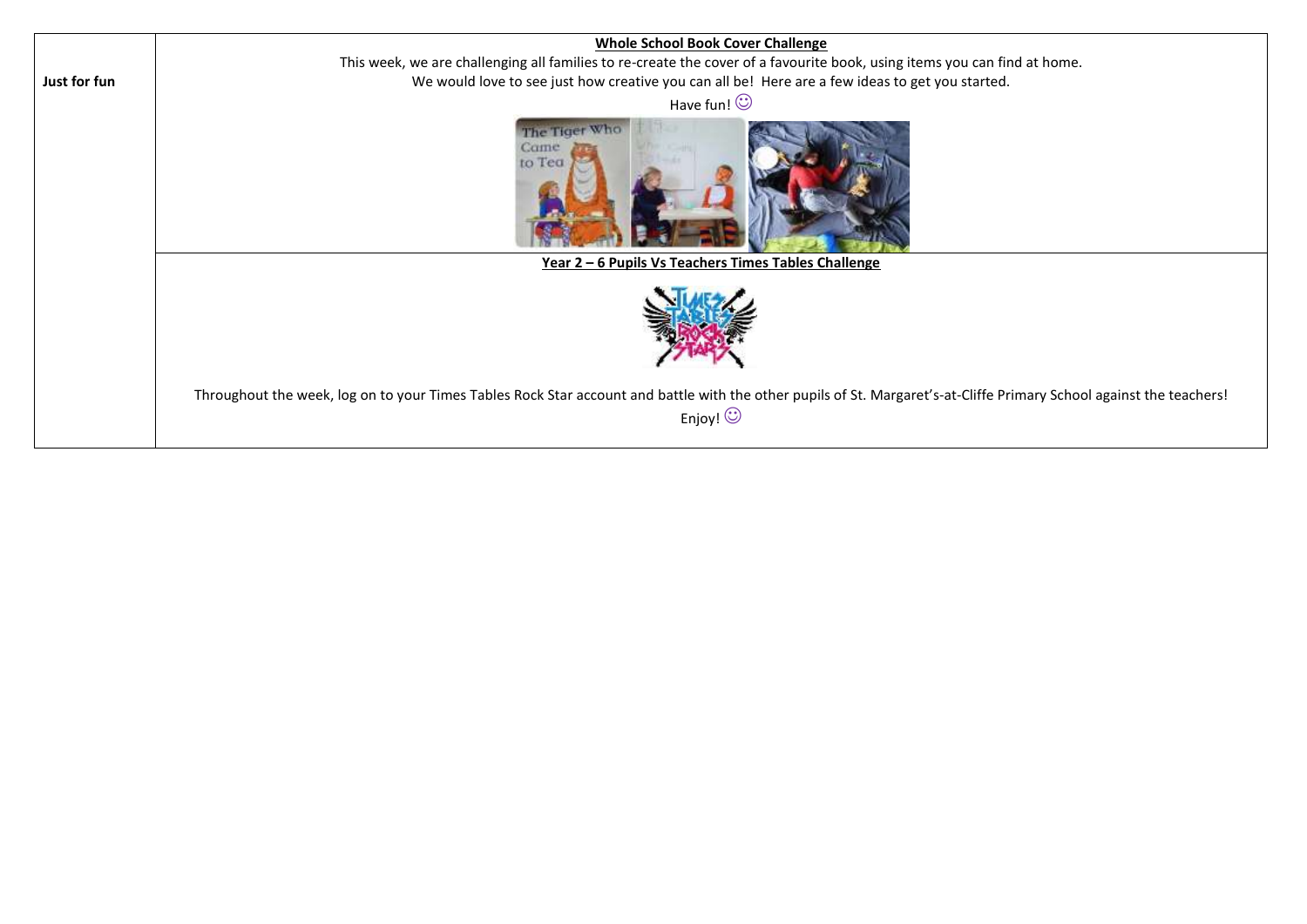| | |
|---|---|
| **Just for fun** | **Whole School Book Cover Challenge**<br>This week, we are challenging all families to re-create the cover of a favourite book, using items you can find at home.<br>We would love to see just how creative you can all be! Here are a few ideas to get you started.<br>Have fun! ☺ |
| | **Year 2 – 6 Pupils Vs Teachers Times Tables Challenge**<br>Throughout the week, log on to your Times Tables Rock Star account and battle with the other pupils of St. Margaret's-at-Cliffe Primary School against the teachers!<br>Enjoy! ☺ |